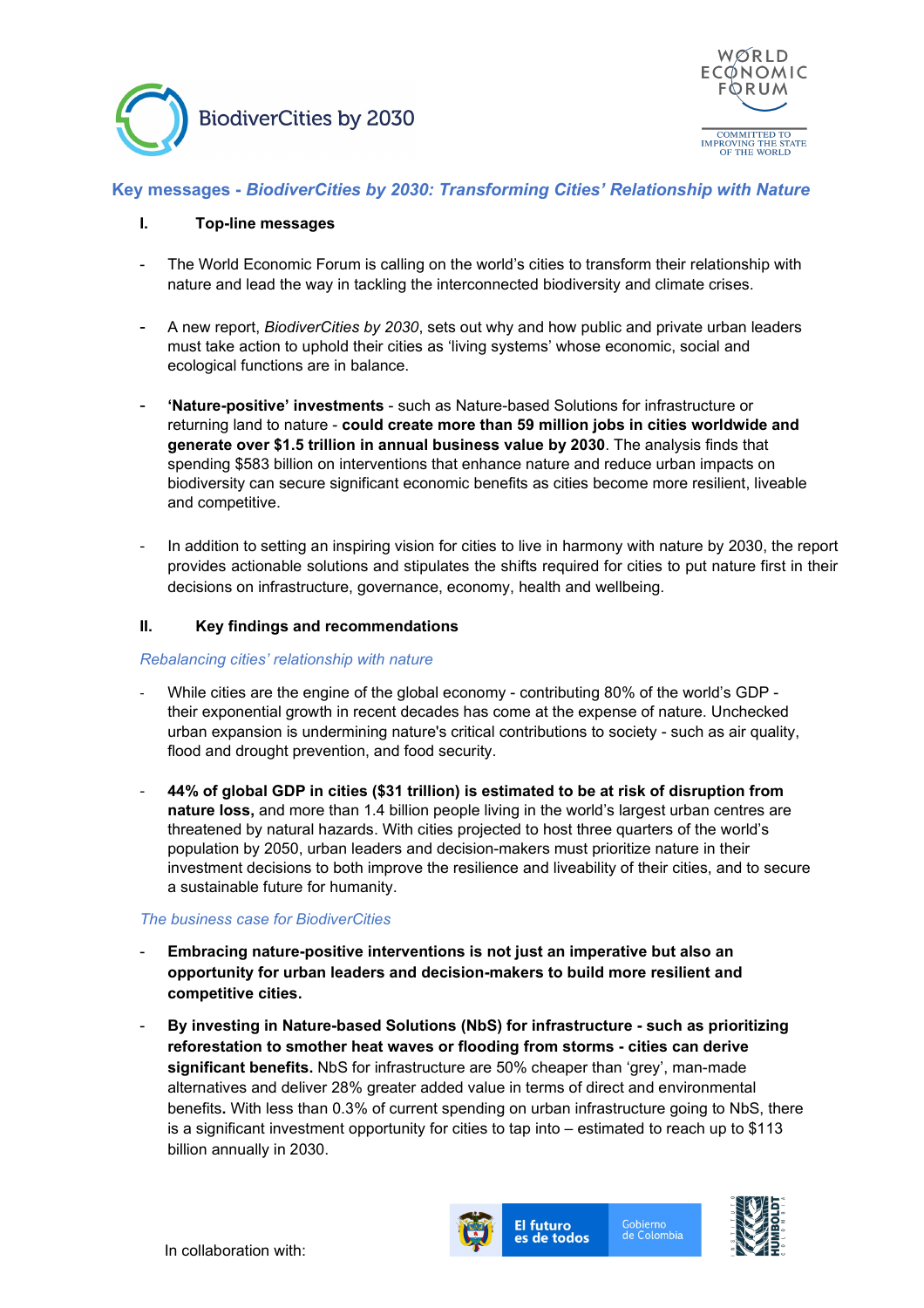BiodiverCities by 2030

WORLD ECONOMIC FORUM

COMMITTED TO IMPROVING THE STATE OF THE WORLD

# Key messages - *BiodiverCities by 2030: Transforming Cities' Relationship with Nature*

## I. Top-line messages

- The World Economic Forum is calling on the world's cities to transform their relationship with nature and lead the way in tackling the interconnected biodiversity and climate crises.

- A new report, *BiodiverCities by 2030*, sets out why and how public and private urban leaders must take action to uphold their cities as 'living systems' whose economic, social and ecological functions are in balance.

- **'Nature-positive' investments** - such as Nature-based Solutions for infrastructure or returning land to nature - **could create more than 59 million jobs in cities worldwide and generate over $1.5 trillion in annual business value by 2030**. The analysis finds that spending $583 billion on interventions that enhance nature and reduce urban impacts on biodiversity can secure significant economic benefits as cities become more resilient, liveable and competitive.

- In addition to setting an inspiring vision for cities to live in harmony with nature by 2030, the report provides actionable solutions and stipulates the shifts required for cities to put nature first in their decisions on infrastructure, governance, economy, health and wellbeing.

## II. Key findings and recommendations

*Rebalancing cities' relationship with nature*

- While cities are the engine of the global economy - contributing 80% of the world's GDP - their exponential growth in recent decades has come at the expense of nature. Unchecked urban expansion is undermining nature's critical contributions to society - such as air quality, flood and drought prevention, and food security.

- **44% of global GDP in cities ($31 trillion) is estimated to be at risk of disruption from nature loss,** and more than 1.4 billion people living in the world's largest urban centres are threatened by natural hazards. With cities projected to host three quarters of the world's population by 2050, urban leaders and decision-makers must prioritize nature in their investment decisions to both improve the resilience and liveability of their cities, and to secure a sustainable future for humanity.

*The business case for BiodiverCities*

- **Embracing nature-positive interventions is not just an imperative but also an opportunity for urban leaders and decision-makers to build more resilient and competitive cities.**

- **By investing in Nature-based Solutions (NbS) for infrastructure - such as prioritizing reforestation to smother heat waves or flooding from storms - cities can derive significant benefits.** NbS for infrastructure are 50% cheaper than 'grey', man-made alternatives and deliver 28% greater added value in terms of direct and environmental benefits**.** With less than 0.3% of current spending on urban infrastructure going to NbS, there is a significant investment opportunity for cities to tap into – estimated to reach up to $113 billion annually in 2030.

In collaboration with:

El futuro es de todos — Gobierno de Colombia

Instituto Humboldt Colombia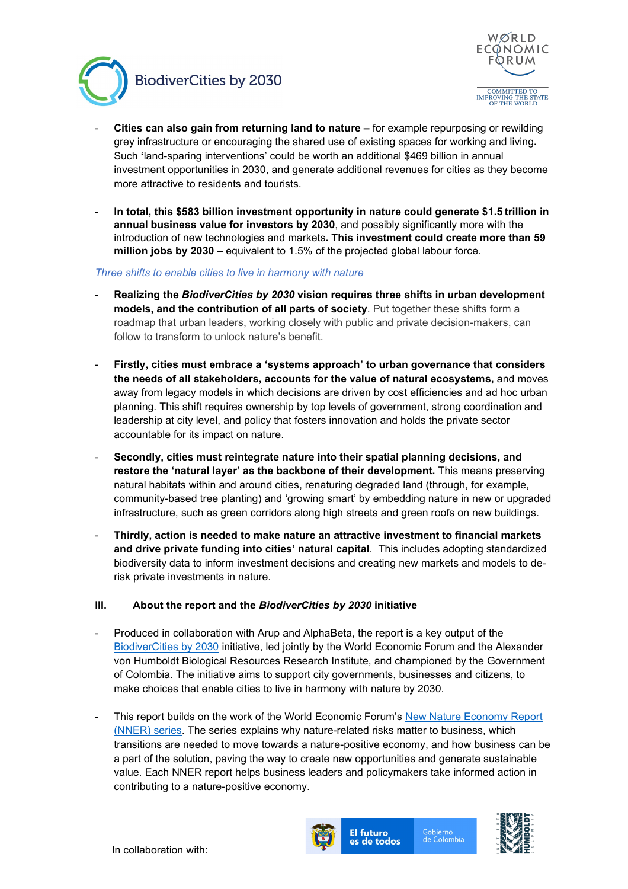- **Cities can also gain from returning land to nature –** for example repurposing or rewilding grey infrastructure or encouraging the shared use of existing spaces for working and living**.** Such 'land-sparing interventions' could be worth an additional $469 billion in annual investment opportunities in 2030, and generate additional revenues for cities as they become more attractive to residents and tourists.

- **In total, this $583 billion investment opportunity in nature could generate $1.5 trillion in annual business value for investors by 2030**, and possibly significantly more with the introduction of new technologies and markets**. This investment could create more than 59 million jobs by 2030** – equivalent to 1.5% of the projected global labour force.

*Three shifts to enable cities to live in harmony with nature*

- **Realizing the *BiodiverCities by 2030* vision requires three shifts in urban development models, and the contribution of all parts of society**. Put together these shifts form a roadmap that urban leaders, working closely with public and private decision-makers, can follow to transform to unlock nature's benefit.

- **Firstly, cities must embrace a 'systems approach' to urban governance that considers the needs of all stakeholders, accounts for the value of natural ecosystems,** and moves away from legacy models in which decisions are driven by cost efficiencies and ad hoc urban planning. This shift requires ownership by top levels of government, strong coordination and leadership at city level, and policy that fosters innovation and holds the private sector accountable for its impact on nature.

- **Secondly, cities must reintegrate nature into their spatial planning decisions, and restore the 'natural layer' as the backbone of their development.** This means preserving natural habitats within and around cities, renaturing degraded land (through, for example, community-based tree planting) and 'growing smart' by embedding nature in new or upgraded infrastructure, such as green corridors along high streets and green roofs on new buildings.

- **Thirdly, action is needed to make nature an attractive investment to financial markets and drive private funding into cities' natural capital**. This includes adopting standardized biodiversity data to inform investment decisions and creating new markets and models to de-risk private investments in nature.

## III. About the report and the *BiodiverCities by 2030* initiative

- Produced in collaboration with Arup and AlphaBeta, the report is a key output of the BiodiverCities by 2030 initiative, led jointly by the World Economic Forum and the Alexander von Humboldt Biological Resources Research Institute, and championed by the Government of Colombia. The initiative aims to support city governments, businesses and citizens, to make choices that enable cities to live in harmony with nature by 2030.

- This report builds on the work of the World Economic Forum's New Nature Economy Report (NNER) series. The series explains why nature-related risks matter to business, which transitions are needed to move towards a nature-positive economy, and how business can be a part of the solution, paving the way to create new opportunities and generate sustainable value. Each NNER report helps business leaders and policymakers take informed action in contributing to a nature-positive economy.

In collaboration with: